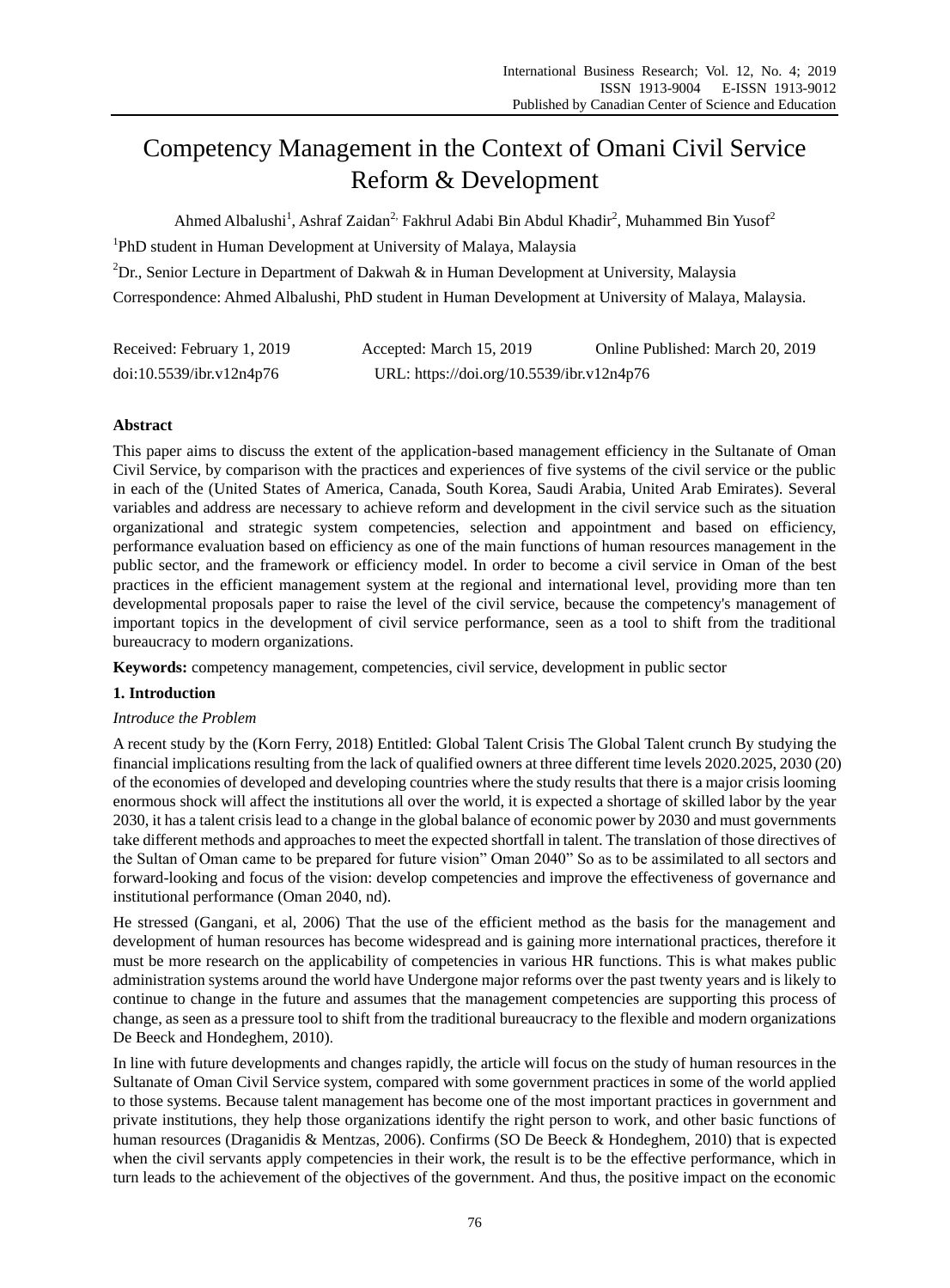# Competency Management in the Context of Omani Civil Service Reform & Development

Ahmed Albalushi[1], Ashraf Zaidan[2,] Fakhrul Adabi Bin Abdul Khadir[2], Muhammed Bin Yusof[2]

[1]PhD student in Human Development at University of Malaya, Malaysia

[2]Dr., Senior Lecture in Department of Dakwah & in Human Development at University, Malaysia

Correspondence: Ahmed Albalushi, PhD student in Human Development at University of Malaya, Malaysia.

Received: February 1, 2019 Accepted: March 15, 2019 Online Published: March 20, 2019

doi:10.5539/ibr.v12n4p76 URL: https://doi.org/10.5539/ibr.v12n4p76

## Abstract

This paper aims to discuss the extent of the application-based management efficiency in the Sultanate of Oman Civil Service, by comparison with the practices and experiences of five systems of the civil service or the public in each of the (United States of America, Canada, South Korea, Saudi Arabia, United Arab Emirates). Several variables and address are necessary to achieve reform and development in the civil service such as the situation organizational and strategic system competencies, selection and appointment and based on efficiency, performance evaluation based on efficiency as one of the main functions of human resources management in the public sector, and the framework or efficiency model. In order to become a civil service in Oman of the best practices in the efficient management system at the regional and international level, providing more than ten developmental proposals paper to raise the level of the civil service, because the competency's management of important topics in the development of civil service performance, seen as a tool to shift from the traditional bureaucracy to modern organizations.

**Keywords:** competency management, competencies, civil service, development in public sector

## 1. Introduction

*Introduce the Problem*

A recent study by the (Korn Ferry, 2018) Entitled: Global Talent Crisis The Global Talent crunch By studying the financial implications resulting from the lack of qualified owners at three different time levels 2020.2025, 2030 (20) of the economies of developed and developing countries where the study results that there is a major crisis looming enormous shock will affect the institutions all over the world, it is expected a shortage of skilled labor by the year 2030, it has a talent crisis lead to a change in the global balance of economic power by 2030 and must governments take different methods and approaches to meet the expected shortfall in talent. The translation of those directives of the Sultan of Oman came to be prepared for future vision" Oman 2040" So as to be assimilated to all sectors and forward-looking and focus of the vision: develop competencies and improve the effectiveness of governance and institutional performance (Oman 2040, nd).

He stressed (Gangani, et al, 2006) That the use of the efficient method as the basis for the management and development of human resources has become widespread and is gaining more international practices, therefore it must be more research on the applicability of competencies in various HR functions. This is what makes public administration systems around the world have Undergone major reforms over the past twenty years and is likely to continue to change in the future and assumes that the management competencies are supporting this process of change, as seen as a pressure tool to shift from the traditional bureaucracy to the flexible and modern organizations De Beeck and Hondeghem, 2010).

In line with future developments and changes rapidly, the article will focus on the study of human resources in the Sultanate of Oman Civil Service system, compared with some government practices in some of the world applied to those systems. Because talent management has become one of the most important practices in government and private institutions, they help those organizations identify the right person to work, and other basic functions of human resources (Draganidis & Mentzas, 2006). Confirms (SO De Beeck & Hondeghem, 2010) that is expected when the civil servants apply competencies in their work, the result is to be the effective performance, which in turn leads to the achievement of the objectives of the government. And thus, the positive impact on the economic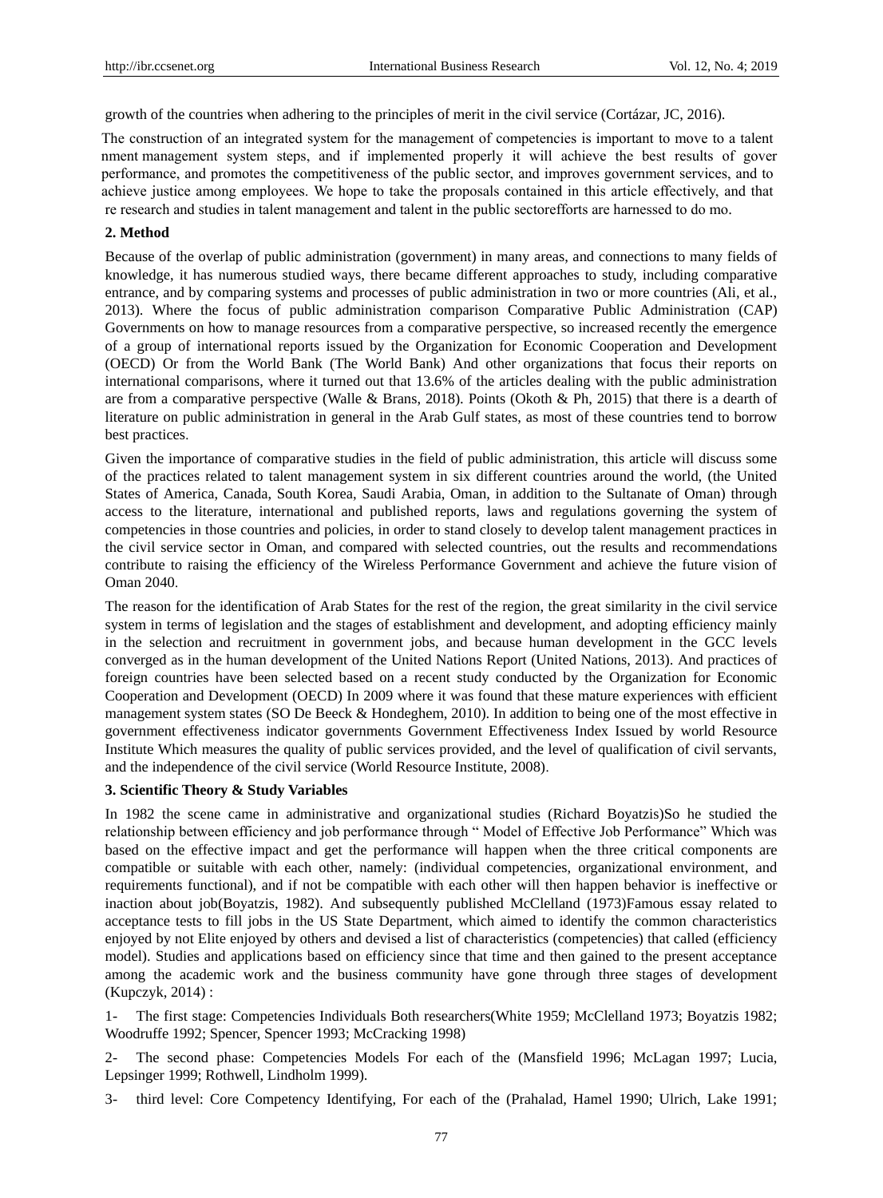growth of the countries when adhering to the principles of merit in the civil service (Cortázar, JC, 2016).

The construction of an integrated system for the management of competencies is important to move to a talent management system steps, and if implemented properly it will achieve the best results of government performance, and promotes the competitiveness of the public sector, and improves government services, and to achieve justice among employees. We hope to take the proposals contained in this article effectively, and that efforts are harnessed to do more research and studies in talent management and talent in the public sector.

## 2. Method

Because of the overlap of public administration (government) in many areas, and connections to many fields of knowledge, it has numerous studied ways, there became different approaches to study, including comparative entrance, and by comparing systems and processes of public administration in two or more countries (Ali, et al., 2013). Where the focus of public administration comparison Comparative Public Administration (CAP) Governments on how to manage resources from a comparative perspective, so increased recently the emergence of a group of international reports issued by the Organization for Economic Cooperation and Development (OECD) Or from the World Bank (The World Bank) And other organizations that focus their reports on international comparisons, where it turned out that 13.6% of the articles dealing with the public administration are from a comparative perspective (Walle & Brans, 2018). Points (Okoth & Ph, 2015) that there is a dearth of literature on public administration in general in the Arab Gulf states, as most of these countries tend to borrow best practices.

Given the importance of comparative studies in the field of public administration, this article will discuss some of the practices related to talent management system in six different countries around the world, (the United States of America, Canada, South Korea, Saudi Arabia, Oman, in addition to the Sultanate of Oman) through access to the literature, international and published reports, laws and regulations governing the system of competencies in those countries and policies, in order to stand closely to develop talent management practices in the civil service sector in Oman, and compared with selected countries, out the results and recommendations contribute to raising the efficiency of the Wireless Performance Government and achieve the future vision of Oman 2040.

The reason for the identification of Arab States for the rest of the region, the great similarity in the civil service system in terms of legislation and the stages of establishment and development, and adopting efficiency mainly in the selection and recruitment in government jobs, and because human development in the GCC levels converged as in the human development of the United Nations Report (United Nations, 2013). And practices of foreign countries have been selected based on a recent study conducted by the Organization for Economic Cooperation and Development (OECD) In 2009 where it was found that these mature experiences with efficient management system states (SO De Beeck & Hondeghem, 2010). In addition to being one of the most effective in government effectiveness indicator governments Government Effectiveness Index Issued by world Resource Institute Which measures the quality of public services provided, and the level of qualification of civil servants, and the independence of the civil service (World Resource Institute, 2008).

## 3. Scientific Theory & Study Variables

In 1982 the scene came in administrative and organizational studies (Richard Boyatzis)So he studied the relationship between efficiency and job performance through " Model of Effective Job Performance" Which was based on the effective impact and get the performance will happen when the three critical components are compatible or suitable with each other, namely: (individual competencies, organizational environment, and requirements functional), and if not be compatible with each other will then happen behavior is ineffective or inaction about job(Boyatzis, 1982). And subsequently published McClelland (1973)Famous essay related to acceptance tests to fill jobs in the US State Department, which aimed to identify the common characteristics enjoyed by not Elite enjoyed by others and devised a list of characteristics (competencies) that called (efficiency model). Studies and applications based on efficiency since that time and then gained to the present acceptance among the academic work and the business community have gone through three stages of development (Kupczyk, 2014) :

1- The first stage: Competencies Individuals Both researchers(White 1959; McClelland 1973; Boyatzis 1982; Woodruffe 1992; Spencer, Spencer 1993; McCracking 1998)

2- The second phase: Competencies Models For each of the (Mansfield 1996; McLagan 1997; Lucia, Lepsinger 1999; Rothwell, Lindholm 1999).

3- third level: Core Competency Identifying, For each of the (Prahalad, Hamel 1990; Ulrich, Lake 1991;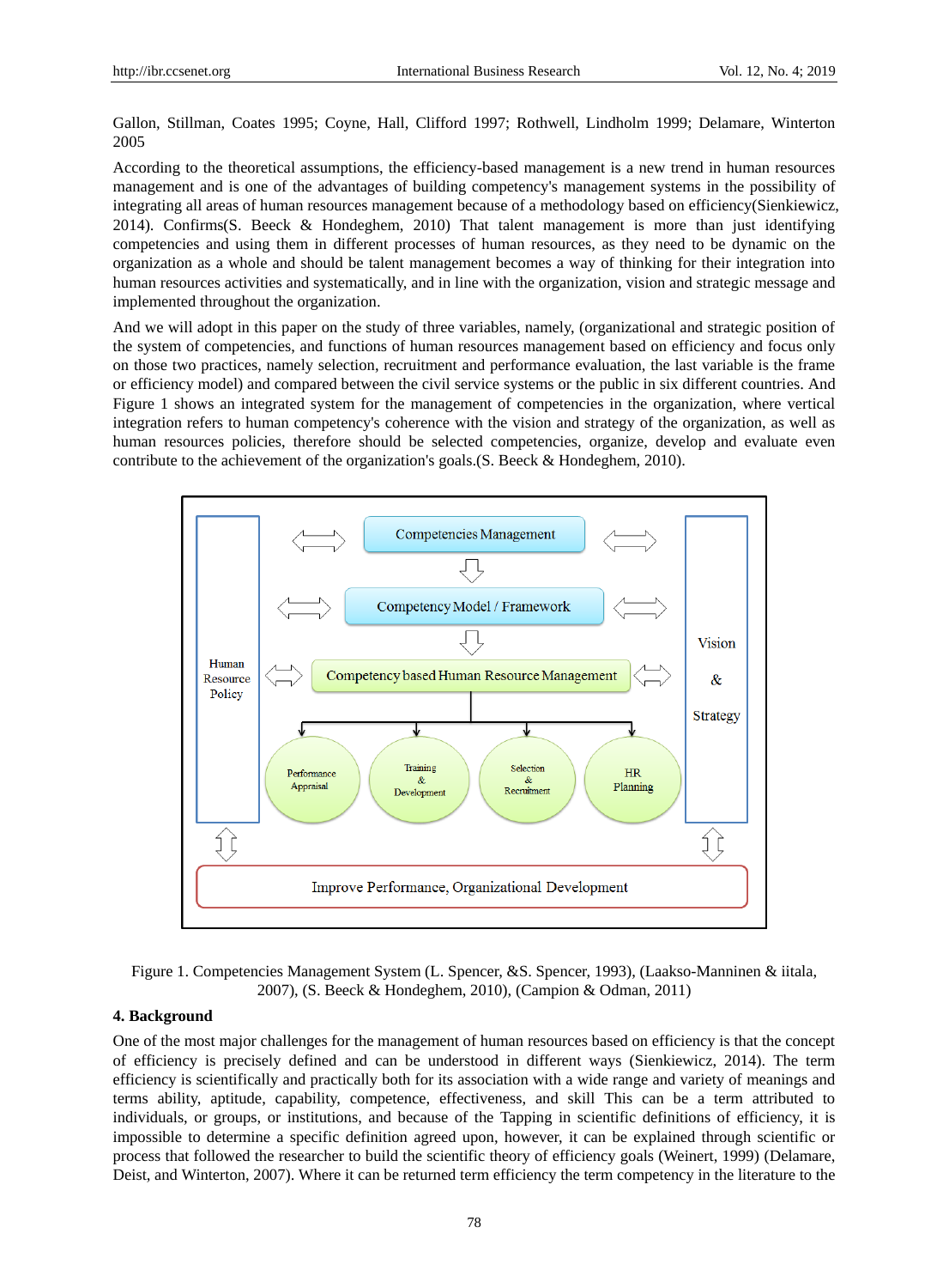Gallon, Stillman, Coates 1995; Coyne, Hall, Clifford 1997; Rothwell, Lindholm 1999; Delamare, Winterton 2005

According to the theoretical assumptions, the efficiency-based management is a new trend in human resources management and is one of the advantages of building competency's management systems in the possibility of integrating all areas of human resources management because of a methodology based on efficiency(Sienkiewicz, 2014). Confirms(S. Beeck & Hondeghem, 2010) That talent management is more than just identifying competencies and using them in different processes of human resources, as they need to be dynamic on the organization as a whole and should be talent management becomes a way of thinking for their integration into human resources activities and systematically, and in line with the organization, vision and strategic message and implemented throughout the organization.

And we will adopt in this paper on the study of three variables, namely, (organizational and strategic position of the system of competencies, and functions of human resources management based on efficiency and focus only on those two practices, namely selection, recruitment and performance evaluation, the last variable is the frame or efficiency model) and compared between the civil service systems or the public in six different countries. And Figure 1 shows an integrated system for the management of competencies in the organization, where vertical integration refers to human competency's coherence with the vision and strategy of the organization, as well as human resources policies, therefore should be selected competencies, organize, develop and evaluate even contribute to the achievement of the organization's goals.(S. Beeck & Hondeghem, 2010).

Human Resource Policy | Competencies Management | Competency Model / Framework | Competency based Human Resource Management | Performance Appraisal | Training & Development | Selection & Recruitment | HR Planning | Vision & Strategy | Improve Performance, Organizational Development

Figure 1. Competencies Management System (L. Spencer, &S. Spencer, 1993), (Laakso-Manninen & iitala, 2007), (S. Beeck & Hondeghem, 2010), (Campion & Odman, 2011)

## 4. Background

One of the most major challenges for the management of human resources based on efficiency is that the concept of efficiency is precisely defined and can be understood in different ways (Sienkiewicz, 2014). The term efficiency is scientifically and practically both for its association with a wide range and variety of meanings and terms ability, aptitude, capability, competence, effectiveness, and skill This can be a term attributed to individuals, or groups, or institutions, and because of the Tapping in scientific definitions of efficiency, it is impossible to determine a specific definition agreed upon, however, it can be explained through scientific or process that followed the researcher to build the scientific theory of efficiency goals (Weinert, 1999) (Delamare, Deist, and Winterton, 2007). Where it can be returned term efficiency the term competency in the literature to the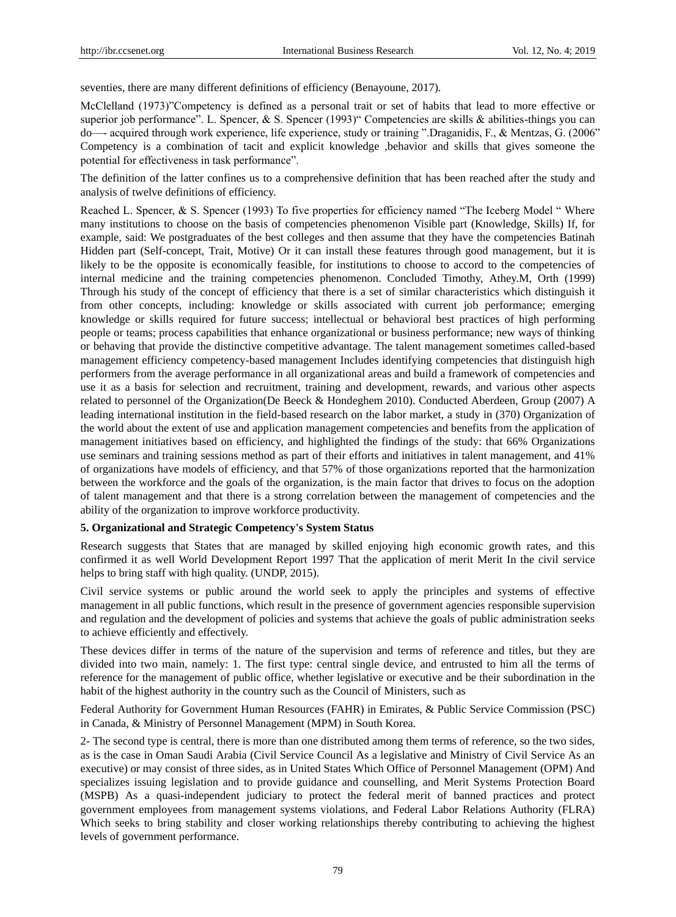seventies, there are many different definitions of efficiency (Benayoune, 2017).

McClelland (1973)"Competency is defined as a personal trait or set of habits that lead to more effective or superior job performance". L. Spencer, & S. Spencer (1993)" Competencies are skills & abilities-things you can do—- acquired through work experience, life experience, study or training ".Draganidis, F., & Mentzas, G. (2006" Competency is a combination of tacit and explicit knowledge ,behavior and skills that gives someone the potential for effectiveness in task performance".

The definition of the latter confines us to a comprehensive definition that has been reached after the study and analysis of twelve definitions of efficiency.

Reached L. Spencer, & S. Spencer (1993) To five properties for efficiency named "The Iceberg Model " Where many institutions to choose on the basis of competencies phenomenon Visible part (Knowledge, Skills) If, for example, said: We postgraduates of the best colleges and then assume that they have the competencies Batinah Hidden part (Self-concept, Trait, Motive) Or it can install these features through good management, but it is likely to be the opposite is economically feasible, for institutions to choose to accord to the competencies of internal medicine and the training competencies phenomenon. Concluded Timothy, Athey.M, Orth (1999) Through his study of the concept of efficiency that there is a set of similar characteristics which distinguish it from other concepts, including: knowledge or skills associated with current job performance; emerging knowledge or skills required for future success; intellectual or behavioral best practices of high performing people or teams; process capabilities that enhance organizational or business performance; new ways of thinking or behaving that provide the distinctive competitive advantage. The talent management sometimes called-based management efficiency competency-based management Includes identifying competencies that distinguish high performers from the average performance in all organizational areas and build a framework of competencies and use it as a basis for selection and recruitment, training and development, rewards, and various other aspects related to personnel of the Organization(De Beeck & Hondeghem 2010). Conducted Aberdeen, Group (2007) A leading international institution in the field-based research on the labor market, a study in (370) Organization of the world about the extent of use and application management competencies and benefits from the application of management initiatives based on efficiency, and highlighted the findings of the study: that 66% Organizations use seminars and training sessions method as part of their efforts and initiatives in talent management, and 41% of organizations have models of efficiency, and that 57% of those organizations reported that the harmonization between the workforce and the goals of the organization, is the main factor that drives to focus on the adoption of talent management and that there is a strong correlation between the management of competencies and the ability of the organization to improve workforce productivity.

## 5. Organizational and Strategic Competency's System Status

Research suggests that States that are managed by skilled enjoying high economic growth rates, and this confirmed it as well World Development Report 1997 That the application of merit Merit In the civil service helps to bring staff with high quality. (UNDP, 2015).

Civil service systems or public around the world seek to apply the principles and systems of effective management in all public functions, which result in the presence of government agencies responsible supervision and regulation and the development of policies and systems that achieve the goals of public administration seeks to achieve efficiently and effectively.

These devices differ in terms of the nature of the supervision and terms of reference and titles, but they are divided into two main, namely: 1. The first type: central single device, and entrusted to him all the terms of reference for the management of public office, whether legislative or executive and be their subordination in the habit of the highest authority in the country such as the Council of Ministers, such as

Federal Authority for Government Human Resources (FAHR) in Emirates, & Public Service Commission (PSC) in Canada, & Ministry of Personnel Management (MPM) in South Korea.

2- The second type is central, there is more than one distributed among them terms of reference, so the two sides, as is the case in Oman Saudi Arabia (Civil Service Council As a legislative and Ministry of Civil Service As an executive) or may consist of three sides, as in United States Which Office of Personnel Management (OPM) And specializes issuing legislation and to provide guidance and counselling, and Merit Systems Protection Board (MSPB) As a quasi-independent judiciary to protect the federal merit of banned practices and protect government employees from management systems violations, and Federal Labor Relations Authority (FLRA) Which seeks to bring stability and closer working relationships thereby contributing to achieving the highest levels of government performance.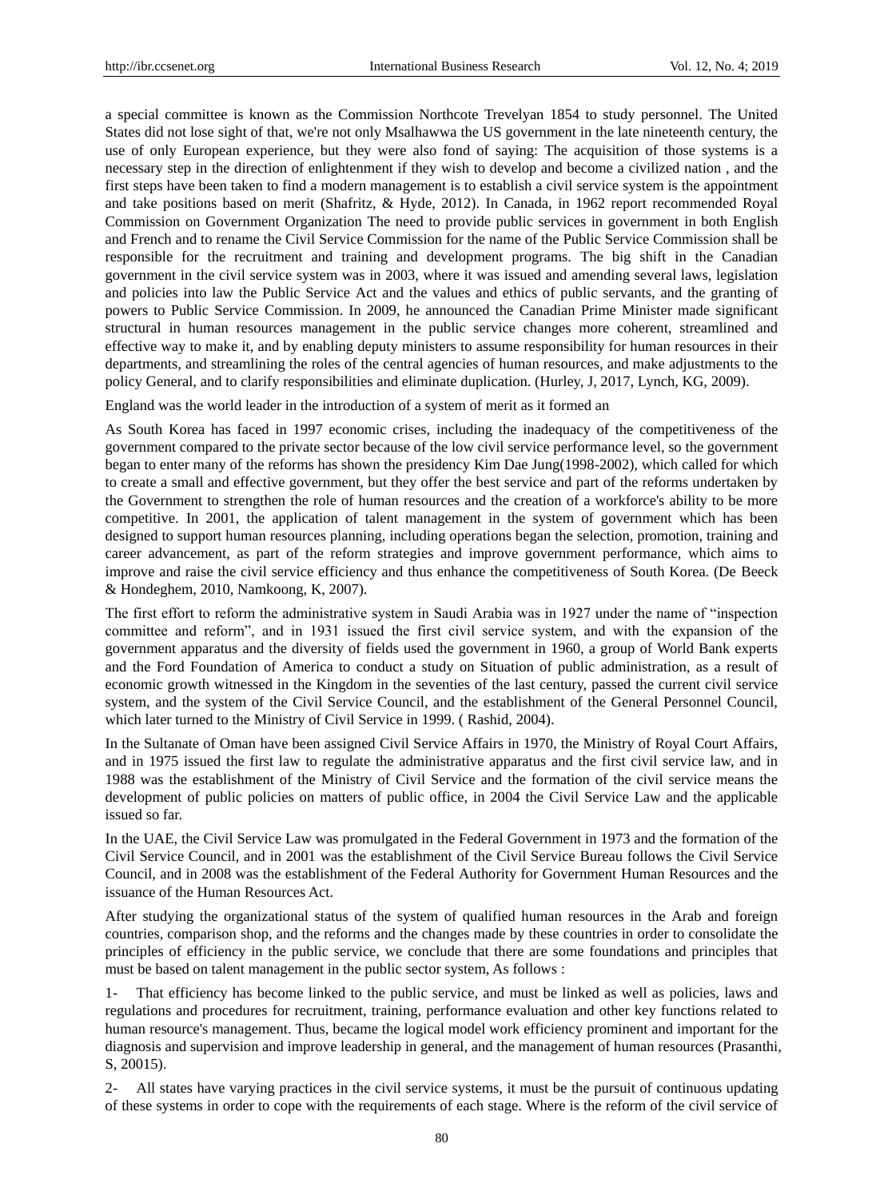a special committee is known as the Commission Northcote Trevelyan 1854 to study personnel. The United States did not lose sight of that, we're not only Msalhawwa the US government in the late nineteenth century, the use of only European experience, but they were also fond of saying: The acquisition of those systems is a necessary step in the direction of enlightenment if they wish to develop and become a civilized nation , and the first steps have been taken to find a modern management is to establish a civil service system is the appointment and take positions based on merit (Shafritz, & Hyde, 2012). In Canada, in 1962 report recommended Royal Commission on Government Organization The need to provide public services in government in both English and French and to rename the Civil Service Commission for the name of the Public Service Commission shall be responsible for the recruitment and training and development programs. The big shift in the Canadian government in the civil service system was in 2003, where it was issued and amending several laws, legislation and policies into law the Public Service Act and the values and ethics of public servants, and the granting of powers to Public Service Commission. In 2009, he announced the Canadian Prime Minister made significant structural in human resources management in the public service changes more coherent, streamlined and effective way to make it, and by enabling deputy ministers to assume responsibility for human resources in their departments, and streamlining the roles of the central agencies of human resources, and make adjustments to the policy General, and to clarify responsibilities and eliminate duplication. (Hurley, J, 2017, Lynch, KG, 2009).

England was the world leader in the introduction of a system of merit as it formed an

As South Korea has faced in 1997 economic crises, including the inadequacy of the competitiveness of the government compared to the private sector because of the low civil service performance level, so the government began to enter many of the reforms has shown the presidency Kim Dae Jung(1998-2002), which called for which to create a small and effective government, but they offer the best service and part of the reforms undertaken by the Government to strengthen the role of human resources and the creation of a workforce's ability to be more competitive. In 2001, the application of talent management in the system of government which has been designed to support human resources planning, including operations began the selection, promotion, training and career advancement, as part of the reform strategies and improve government performance, which aims to improve and raise the civil service efficiency and thus enhance the competitiveness of South Korea. (De Beeck & Hondeghem, 2010, Namkoong, K, 2007).

The first effort to reform the administrative system in Saudi Arabia was in 1927 under the name of "inspection committee and reform", and in 1931 issued the first civil service system, and with the expansion of the government apparatus and the diversity of fields used the government in 1960, a group of World Bank experts and the Ford Foundation of America to conduct a study on Situation of public administration, as a result of economic growth witnessed in the Kingdom in the seventies of the last century, passed the current civil service system, and the system of the Civil Service Council, and the establishment of the General Personnel Council, which later turned to the Ministry of Civil Service in 1999. ( Rashid, 2004).

In the Sultanate of Oman have been assigned Civil Service Affairs in 1970, the Ministry of Royal Court Affairs, and in 1975 issued the first law to regulate the administrative apparatus and the first civil service law, and in 1988 was the establishment of the Ministry of Civil Service and the formation of the civil service means the development of public policies on matters of public office, in 2004 the Civil Service Law and the applicable issued so far.

In the UAE, the Civil Service Law was promulgated in the Federal Government in 1973 and the formation of the Civil Service Council, and in 2001 was the establishment of the Civil Service Bureau follows the Civil Service Council, and in 2008 was the establishment of the Federal Authority for Government Human Resources and the issuance of the Human Resources Act.

After studying the organizational status of the system of qualified human resources in the Arab and foreign countries, comparison shop, and the reforms and the changes made by these countries in order to consolidate the principles of efficiency in the public service, we conclude that there are some foundations and principles that must be based on talent management in the public sector system, As follows :

1- That efficiency has become linked to the public service, and must be linked as well as policies, laws and regulations and procedures for recruitment, training, performance evaluation and other key functions related to human resource's management. Thus, became the logical model work efficiency prominent and important for the diagnosis and supervision and improve leadership in general, and the management of human resources (Prasanthi, S, 20015).

2- All states have varying practices in the civil service systems, it must be the pursuit of continuous updating of these systems in order to cope with the requirements of each stage. Where is the reform of the civil service of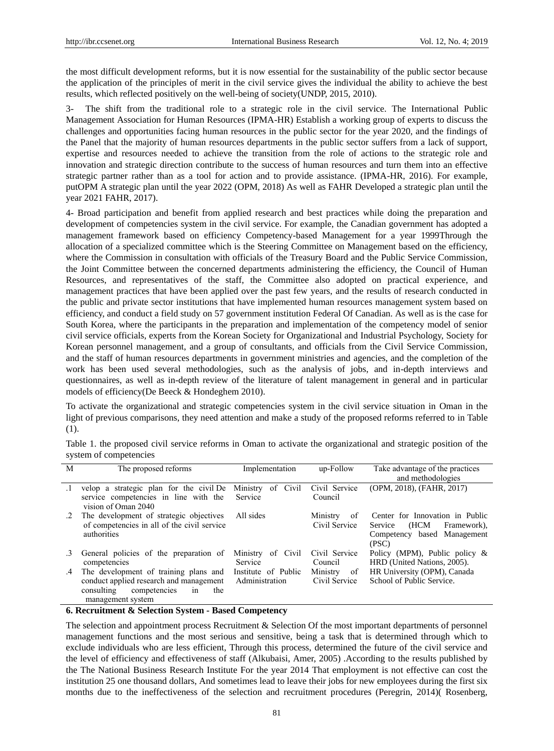the most difficult development reforms, but it is now essential for the sustainability of the public sector because the application of the principles of merit in the civil service gives the individual the ability to achieve the best results, which reflected positively on the well-being of society(UNDP, 2015, 2010).

3- The shift from the traditional role to a strategic role in the civil service. The International Public Management Association for Human Resources (IPMA-HR) Establish a working group of experts to discuss the challenges and opportunities facing human resources in the public sector for the year 2020, and the findings of the Panel that the majority of human resources departments in the public sector suffers from a lack of support, expertise and resources needed to achieve the transition from the role of actions to the strategic role and innovation and strategic direction contribute to the success of human resources and turn them into an effective strategic partner rather than as a tool for action and to provide assistance. (IPMA-HR, 2016). For example, putOPM A strategic plan until the year 2022 (OPM, 2018) As well as FAHR Developed a strategic plan until the year 2021 FAHR, 2017).

4- Broad participation and benefit from applied research and best practices while doing the preparation and development of competencies system in the civil service. For example, the Canadian government has adopted a management framework based on efficiency Competency-based Management for a year 1999Through the allocation of a specialized committee which is the Steering Committee on Management based on the efficiency, where the Commission in consultation with officials of the Treasury Board and the Public Service Commission, the Joint Committee between the concerned departments administering the efficiency, the Council of Human Resources, and representatives of the staff, the Committee also adopted on practical experience, and management practices that have been applied over the past few years, and the results of research conducted in the public and private sector institutions that have implemented human resources management system based on efficiency, and conduct a field study on 57 government institution Federal Of Canadian. As well as is the case for South Korea, where the participants in the preparation and implementation of the competency model of senior civil service officials, experts from the Korean Society for Organizational and Industrial Psychology, Society for Korean personnel management, and a group of consultants, and officials from the Civil Service Commission, and the staff of human resources departments in government ministries and agencies, and the completion of the work has been used several methodologies, such as the analysis of jobs, and in-depth interviews and questionnaires, as well as in-depth review of the literature of talent management in general and in particular models of efficiency(De Beeck & Hondeghem 2010).

To activate the organizational and strategic competencies system in the civil service situation in Oman in the light of previous comparisons, they need attention and make a study of the proposed reforms referred to in Table (1).

Table 1. the proposed civil service reforms in Oman to activate the organizational and strategic position of the system of competencies

| M | The proposed reforms | Implementation | up-Follow | Take advantage of the practices and methodologies |
|---|---|---|---|---|
| .1 | velop a strategic plan for the civil De service competencies in line with the vision of Oman 2040 | Ministry of Civil Service | Civil Service Council | (OPM, 2018), (FAHR, 2017) |
| .2 | The development of strategic objectives of competencies in all of the civil service authorities | All sides | Ministry of Civil Service | Center for Innovation in Public Service (HCM Framework), Competency based Management (PSC) |
| .3 | General policies of the preparation of competencies | Ministry of Civil Service | Civil Service Council | Policy (MPM), Public policy & HRD (United Nations, 2005). |
| .4 | The development of training plans and conduct applied research and management consulting competencies in the management system | Institute of Public Administration | Ministry of Civil Service | HR University (OPM), Canada School of Public Service. |

## 6. Recruitment & Selection System - Based Competency

The selection and appointment process Recruitment & Selection Of the most important departments of personnel management functions and the most serious and sensitive, being a task that is determined through which to exclude individuals who are less efficient, Through this process, determined the future of the civil service and the level of efficiency and effectiveness of staff (Alkubaisi, Amer, 2005) .According to the results published by the The National Business Research Institute For the year 2014 That employment is not effective can cost the institution 25 one thousand dollars, And sometimes lead to leave their jobs for new employees during the first six months due to the ineffectiveness of the selection and recruitment procedures (Peregrin, 2014)( Rosenberg,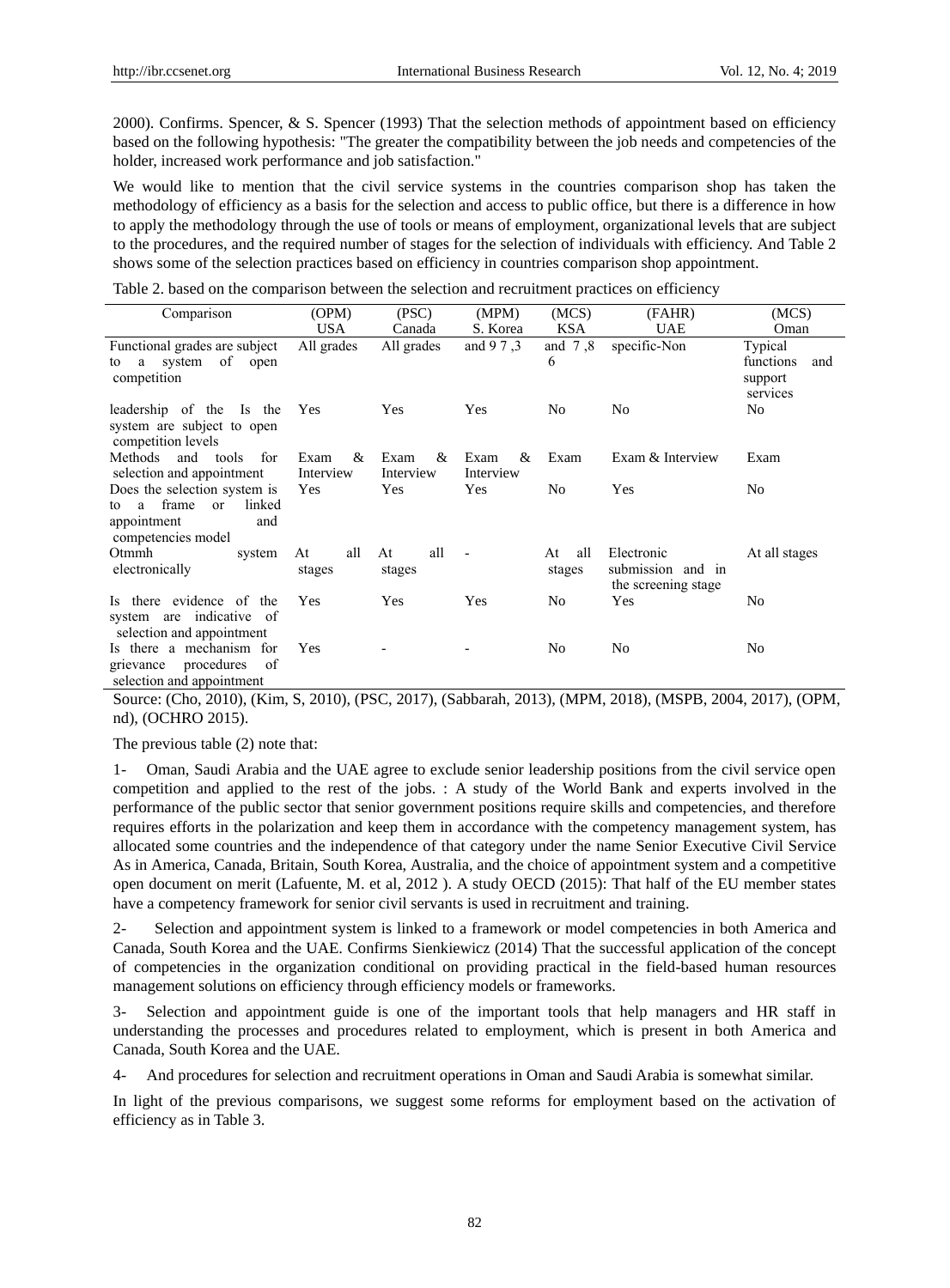2000). Confirms. Spencer, & S. Spencer (1993) That the selection methods of appointment based on efficiency based on the following hypothesis: "The greater the compatibility between the job needs and competencies of the holder, increased work performance and job satisfaction."

We would like to mention that the civil service systems in the countries comparison shop has taken the methodology of efficiency as a basis for the selection and access to public office, but there is a difference in how to apply the methodology through the use of tools or means of employment, organizational levels that are subject to the procedures, and the required number of stages for the selection of individuals with efficiency. And Table 2 shows some of the selection practices based on efficiency in countries comparison shop appointment.

Table 2. based on the comparison between the selection and recruitment practices on efficiency

| Comparison | (OPM) USA | (PSC) Canada | (MPM) S. Korea | (MCS) KSA | (FAHR) UAE | (MCS) Oman |
|---|---|---|---|---|---|---|
| Functional grades are subject to a system of open competition | All grades | All grades | and 9 7 ,3 | and 7 ,8 6 | specific-Non | Typical functions and support services |
| leadership of the Is the system are subject to open competition levels | Yes | Yes | Yes | No | No | No |
| Methods and tools for selection and appointment | Exam & Interview | Exam & Interview | Exam & Interview | Exam | Exam & Interview | Exam |
| Does the selection system is to a frame or linked appointment and competencies model | Yes | Yes | Yes | No | Yes | No |
| Otmmh system electronically | At all stages | At all stages | - | At all stages | Electronic submission and in the screening stage | At all stages |
| Is there evidence of the system are indicative of selection and appointment | Yes | Yes | Yes | No | Yes | No |
| Is there a mechanism for grievance procedures of selection and appointment | Yes | - | - | No | No | No |

Source: (Cho, 2010), (Kim, S, 2010), (PSC, 2017), (Sabbarah, 2013), (MPM, 2018), (MSPB, 2004, 2017), (OPM, nd), (OCHRO 2015).

The previous table (2) note that:

1- Oman, Saudi Arabia and the UAE agree to exclude senior leadership positions from the civil service open competition and applied to the rest of the jobs. : A study of the World Bank and experts involved in the performance of the public sector that senior government positions require skills and competencies, and therefore requires efforts in the polarization and keep them in accordance with the competency management system, has allocated some countries and the independence of that category under the name Senior Executive Civil Service As in America, Canada, Britain, South Korea, Australia, and the choice of appointment system and a competitive open document on merit (Lafuente, M. et al, 2012 ). A study OECD (2015): That half of the EU member states have a competency framework for senior civil servants is used in recruitment and training.

2- Selection and appointment system is linked to a framework or model competencies in both America and Canada, South Korea and the UAE. Confirms Sienkiewicz (2014) That the successful application of the concept of competencies in the organization conditional on providing practical in the field-based human resources management solutions on efficiency through efficiency models or frameworks.

3- Selection and appointment guide is one of the important tools that help managers and HR staff in understanding the processes and procedures related to employment, which is present in both America and Canada, South Korea and the UAE.

4- And procedures for selection and recruitment operations in Oman and Saudi Arabia is somewhat similar.

In light of the previous comparisons, we suggest some reforms for employment based on the activation of efficiency as in Table 3.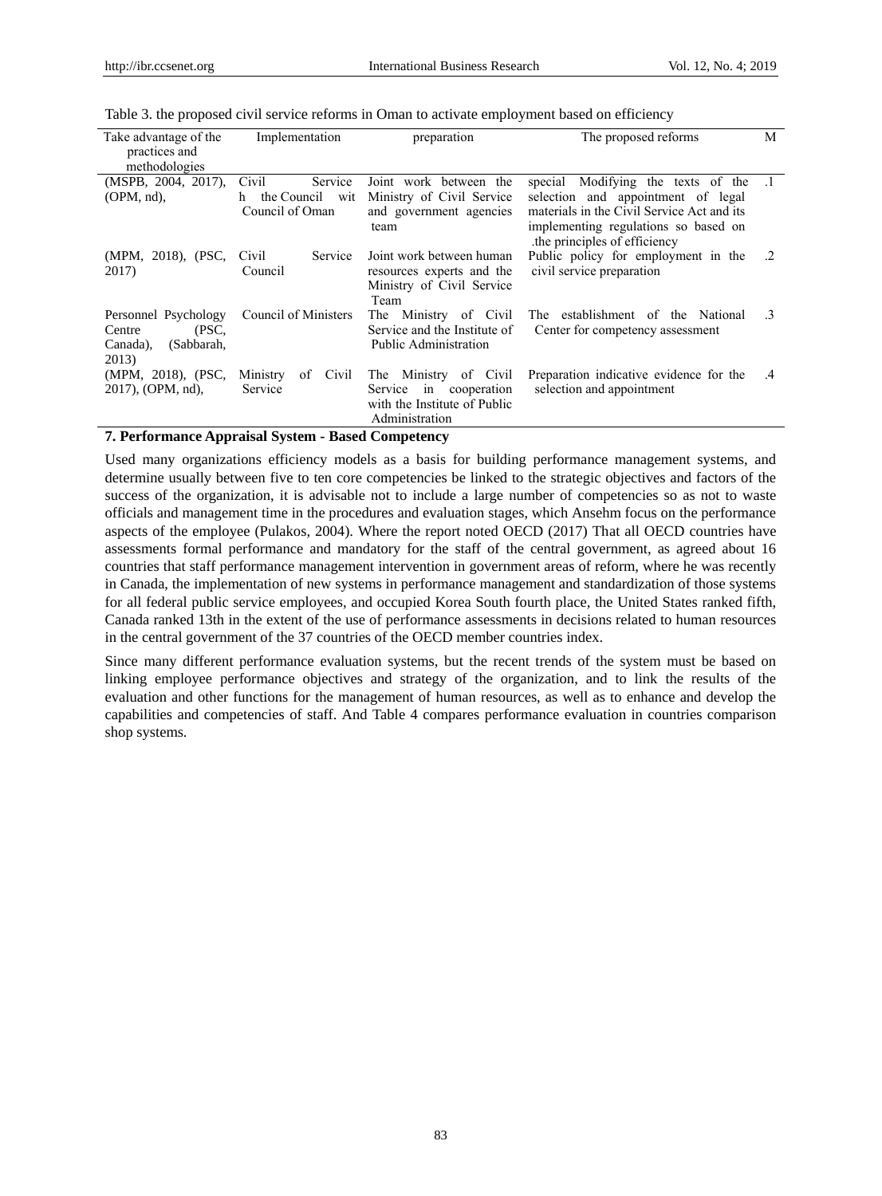Table 3. the proposed civil service reforms in Oman to activate employment based on efficiency

| Take advantage of the practices and methodologies | Implementation | preparation | The proposed reforms | M |
|---|---|---|---|---|
| (MSPB, 2004, 2017), (OPM, nd), | Civil Service with the Council Council of Oman | Joint work between the Ministry of Civil Service and government agencies team | special Modifying the texts of the selection and appointment of legal materials in the Civil Service Act and its implementing regulations so based on .the principles of efficiency | .1 |
| (MPM, 2018), (PSC, 2017) | Civil Service Council | Joint work between human resources experts and the Ministry of Civil Service Team | Public policy for employment in the civil service preparation | .2 |
| Personnel Psychology Centre (PSC, Canada), (Sabbarah, 2013) | Council of Ministers | The Ministry of Civil Service and the Institute of Public Administration | The establishment of the National Center for competency assessment | .3 |
| (MPM, 2018), (PSC, 2017), (OPM, nd), | Ministry of Civil Service | The Ministry of Civil Service in cooperation with the Institute of Public Administration | Preparation indicative evidence for the selection and appointment | .4 |

## 7. Performance Appraisal System - Based Competency

Used many organizations efficiency models as a basis for building performance management systems, and determine usually between five to ten core competencies be linked to the strategic objectives and factors of the success of the organization, it is advisable not to include a large number of competencies so as not to waste officials and management time in the procedures and evaluation stages, which Ansehm focus on the performance aspects of the employee (Pulakos, 2004). Where the report noted OECD (2017) That all OECD countries have assessments formal performance and mandatory for the staff of the central government, as agreed about 16 countries that staff performance management intervention in government areas of reform, where he was recently in Canada, the implementation of new systems in performance management and standardization of those systems for all federal public service employees, and occupied Korea South fourth place, the United States ranked fifth, Canada ranked 13th in the extent of the use of performance assessments in decisions related to human resources in the central government of the 37 countries of the OECD member countries index.

Since many different performance evaluation systems, but the recent trends of the system must be based on linking employee performance objectives and strategy of the organization, and to link the results of the evaluation and other functions for the management of human resources, as well as to enhance and develop the capabilities and competencies of staff. And Table 4 compares performance evaluation in countries comparison shop systems.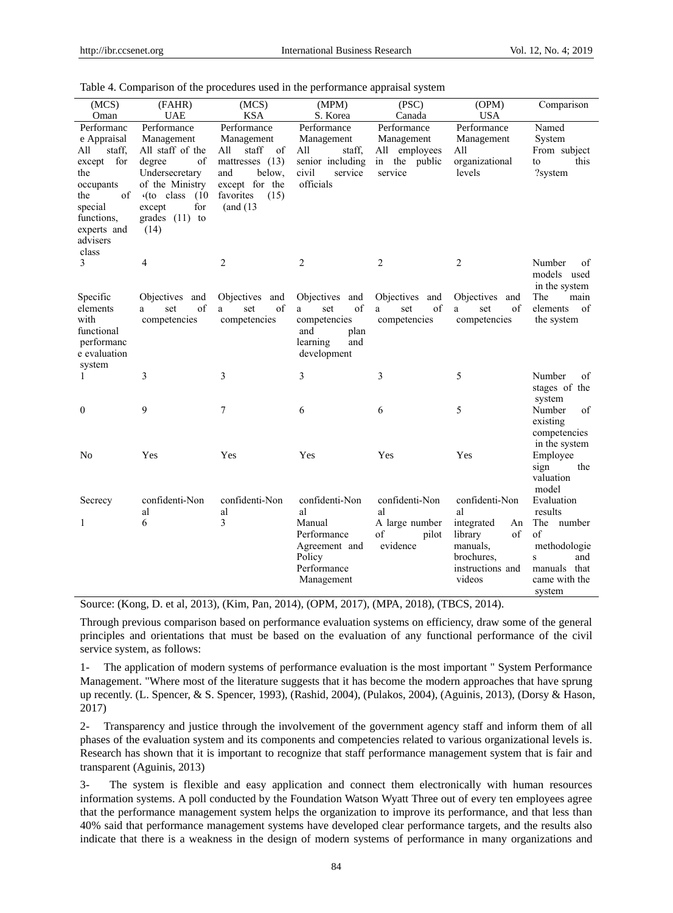Table 4. Comparison of the procedures used in the performance appraisal system

| (MCS) Oman | (FAHR) UAE | (MCS) KSA | (MPM) S. Korea | (PSC) Canada | (OPM) USA | Comparison |
|---|---|---|---|---|---|---|
| Performance Appraisal | Performance Management | Performance Management | Performance Management | Performance Management | Performance Management | Named System |
| All staff, except for the occupants the of special functions, experts and advisers class | All staff of the degree of Undersecretary of the Ministry ،(to class (10 except for grades (11) to (14) | All staff of mattresses (13) and below, except for the favorites (15) (and (13 | All staff, senior including civil service officials | All employees in the public service | All organizational levels | From subject to this ?system |
| 3 | 4 | 2 | 2 | 2 | 2 | Number of models used in the system |
| Specific elements with functional performance evaluation system | Objectives and a set of competencies | Objectives and a set of competencies | Objectives and a set of competencies and plan learning and development | Objectives and a set of competencies | Objectives and a set of competencies | The main elements of the system |
| 1 | 3 | 3 | 3 | 3 | 5 | Number of stages of the system |
| 0 | 9 | 7 | 6 | 6 | 5 | Number of existing competencies in the system |
| No | Yes | Yes | Yes | Yes | Yes | Employee sign the valuation model |
| Secrecy | confidenti-Non al | confidenti-Non al | confidenti-Non al | confidenti-Non al | confidenti-Non al | Evaluation results |
| 1 | 6 | 3 | Manual Performance Agreement and Policy Performance Management | A large number of pilot evidence | integrated An library of manuals, brochures, instructions and videos | The number of methodologies and manuals that came with the system |

Source: (Kong, D. et al, 2013), (Kim, Pan, 2014), (OPM, 2017), (MPA, 2018), (TBCS, 2014).

Through previous comparison based on performance evaluation systems on efficiency, draw some of the general principles and orientations that must be based on the evaluation of any functional performance of the civil service system, as follows:

1- The application of modern systems of performance evaluation is the most important " System Performance Management. "Where most of the literature suggests that it has become the modern approaches that have sprung up recently. (L. Spencer, & S. Spencer, 1993), (Rashid, 2004), (Pulakos, 2004), (Aguinis, 2013), (Dorsy & Hason, 2017)

2- Transparency and justice through the involvement of the government agency staff and inform them of all phases of the evaluation system and its components and competencies related to various organizational levels is. Research has shown that it is important to recognize that staff performance management system that is fair and transparent (Aguinis, 2013)

3- The system is flexible and easy application and connect them electronically with human resources information systems. A poll conducted by the Foundation Watson Wyatt Three out of every ten employees agree that the performance management system helps the organization to improve its performance, and that less than 40% said that performance management systems have developed clear performance targets, and the results also indicate that there is a weakness in the design of modern systems of performance in many organizations and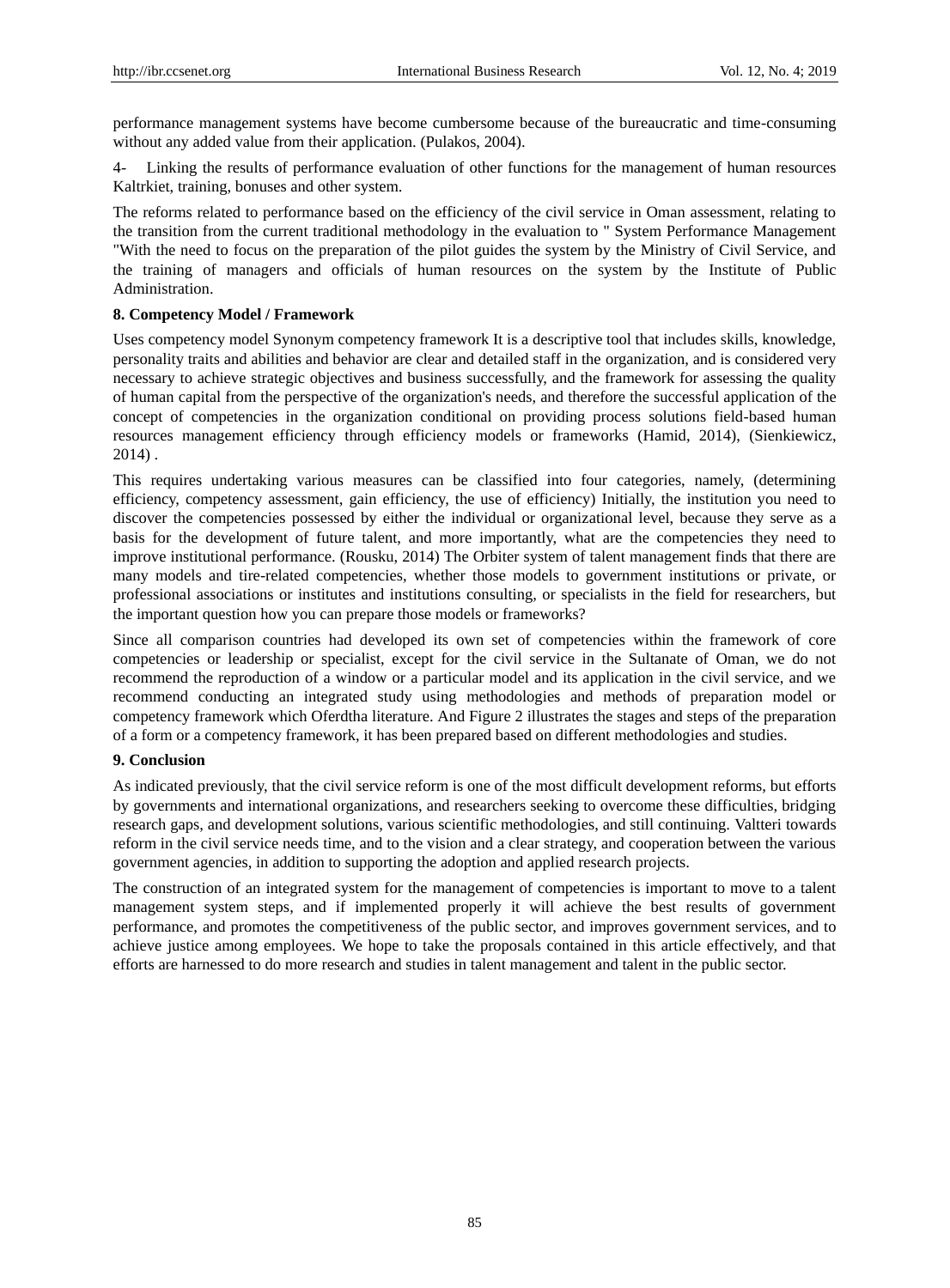performance management systems have become cumbersome because of the bureaucratic and time-consuming without any added value from their application. (Pulakos, 2004).

4- Linking the results of performance evaluation of other functions for the management of human resources Kaltrkiet, training, bonuses and other system.

The reforms related to performance based on the efficiency of the civil service in Oman assessment, relating to the transition from the current traditional methodology in the evaluation to " System Performance Management "With the need to focus on the preparation of the pilot guides the system by the Ministry of Civil Service, and the training of managers and officials of human resources on the system by the Institute of Public Administration.

## 8. Competency Model / Framework

Uses competency model Synonym competency framework It is a descriptive tool that includes skills, knowledge, personality traits and abilities and behavior are clear and detailed staff in the organization, and is considered very necessary to achieve strategic objectives and business successfully, and the framework for assessing the quality of human capital from the perspective of the organization's needs, and therefore the successful application of the concept of competencies in the organization conditional on providing process solutions field-based human resources management efficiency through efficiency models or frameworks (Hamid, 2014), (Sienkiewicz, 2014) .

This requires undertaking various measures can be classified into four categories, namely, (determining efficiency, competency assessment, gain efficiency, the use of efficiency) Initially, the institution you need to discover the competencies possessed by either the individual or organizational level, because they serve as a basis for the development of future talent, and more importantly, what are the competencies they need to improve institutional performance. (Rousku, 2014) The Orbiter system of talent management finds that there are many models and tire-related competencies, whether those models to government institutions or private, or professional associations or institutes and institutions consulting, or specialists in the field for researchers, but the important question how you can prepare those models or frameworks?

Since all comparison countries had developed its own set of competencies within the framework of core competencies or leadership or specialist, except for the civil service in the Sultanate of Oman, we do not recommend the reproduction of a window or a particular model and its application in the civil service, and we recommend conducting an integrated study using methodologies and methods of preparation model or competency framework which Oferdtha literature. And Figure 2 illustrates the stages and steps of the preparation of a form or a competency framework, it has been prepared based on different methodologies and studies.

## 9. Conclusion

As indicated previously, that the civil service reform is one of the most difficult development reforms, but efforts by governments and international organizations, and researchers seeking to overcome these difficulties, bridging research gaps, and development solutions, various scientific methodologies, and still continuing. Valtteri towards reform in the civil service needs time, and to the vision and a clear strategy, and cooperation between the various government agencies, in addition to supporting the adoption and applied research projects.

The construction of an integrated system for the management of competencies is important to move to a talent management system steps, and if implemented properly it will achieve the best results of government performance, and promotes the competitiveness of the public sector, and improves government services, and to achieve justice among employees. We hope to take the proposals contained in this article effectively, and that efforts are harnessed to do more research and studies in talent management and talent in the public sector.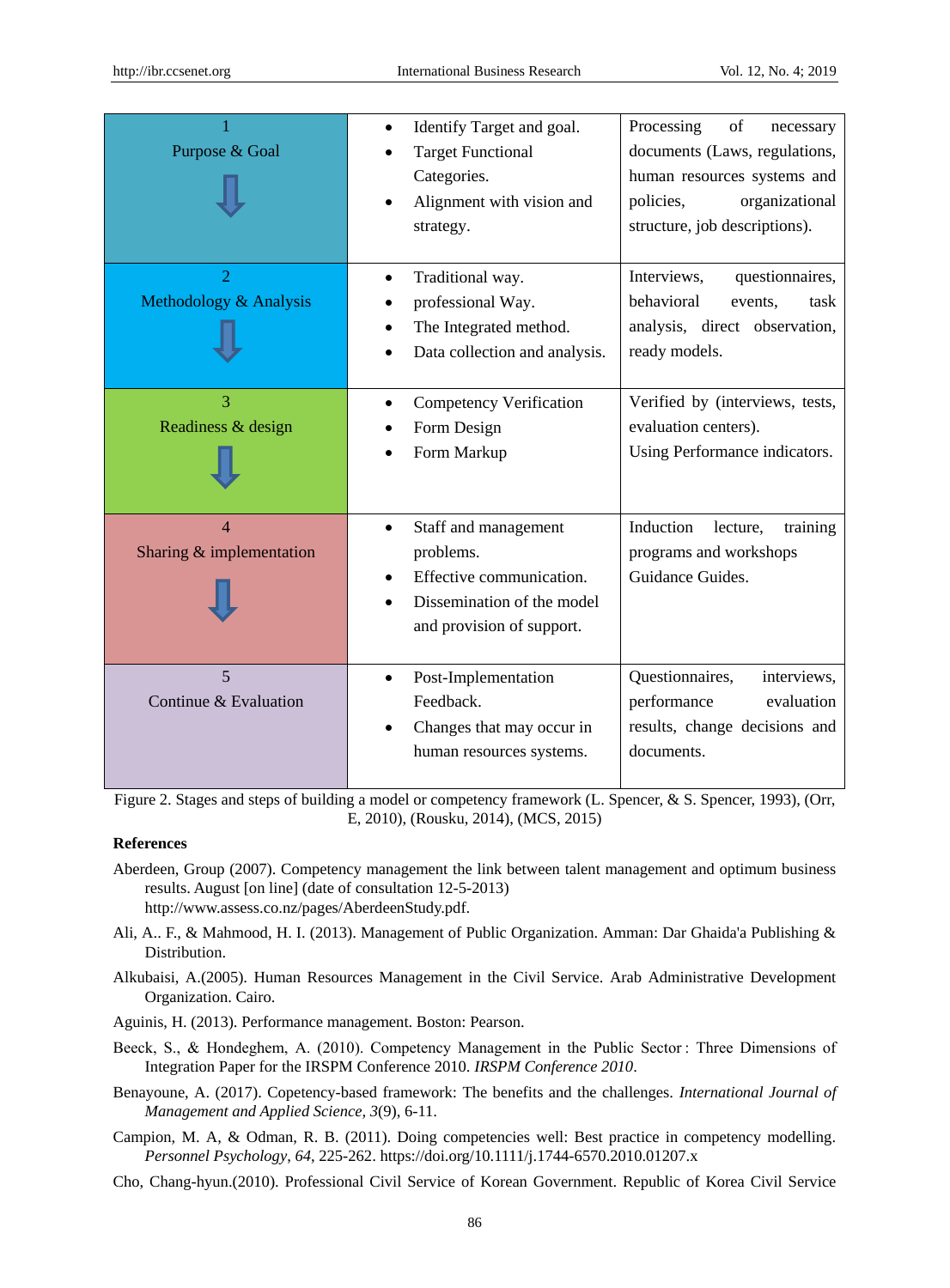| Stage | Steps | Tools |
|---|---|---|
| 1<br>Purpose & Goal | • Identify Target and goal.<br>• Target Functional Categories.<br>• Alignment with vision and strategy. | Processing of necessary documents (Laws, regulations, human resources systems and policies, organizational structure, job descriptions). |
| 2<br>Methodology & Analysis | • Traditional way.<br>• professional Way.<br>• The Integrated method.<br>• Data collection and analysis. | Interviews, questionnaires, behavioral events, task analysis, direct observation, ready models. |
| 3<br>Readiness & design | • Competency Verification<br>• Form Design<br>• Form Markup | Verified by (interviews, tests, evaluation centers).<br>Using Performance indicators. |
| 4<br>Sharing & implementation | • Staff and management problems.<br>• Effective communication.<br>• Dissemination of the model and provision of support. | Induction lecture, training programs and workshops Guidance Guides. |
| 5<br>Continue & Evaluation | • Post-Implementation Feedback.<br>• Changes that may occur in human resources systems. | Questionnaires, interviews, performance evaluation results, change decisions and documents. |

Figure 2. Stages and steps of building a model or competency framework (L. Spencer, & S. Spencer, 1993), (Orr, E, 2010), (Rousku, 2014), (MCS, 2015)

**References**

Aberdeen, Group (2007). Competency management the link between talent management and optimum business results. August [on line] (date of consultation 12-5-2013) http://www.assess.co.nz/pages/AberdeenStudy.pdf.

Ali, A.. F., & Mahmood, H. I. (2013). Management of Public Organization. Amman: Dar Ghaida'a Publishing & Distribution.

Alkubaisi, A.(2005). Human Resources Management in the Civil Service. Arab Administrative Development Organization. Cairo.

Aguinis, H. (2013). Performance management. Boston: Pearson.

Beeck, S., & Hondeghem, A. (2010). Competency Management in the Public Sector : Three Dimensions of Integration Paper for the IRSPM Conference 2010. *IRSPM Conference 2010*.

Benayoune, A. (2017). Copetency-based framework: The benefits and the challenges. *International Journal of Management and Applied Science, 3*(9), 6-11.

Campion, M. A, & Odman, R. B. (2011). Doing competencies well: Best practice in competency modelling. *Personnel Psychology, 64*, 225-262. https://doi.org/10.1111/j.1744-6570.2010.01207.x

Cho, Chang-hyun.(2010). Professional Civil Service of Korean Government. Republic of Korea Civil Service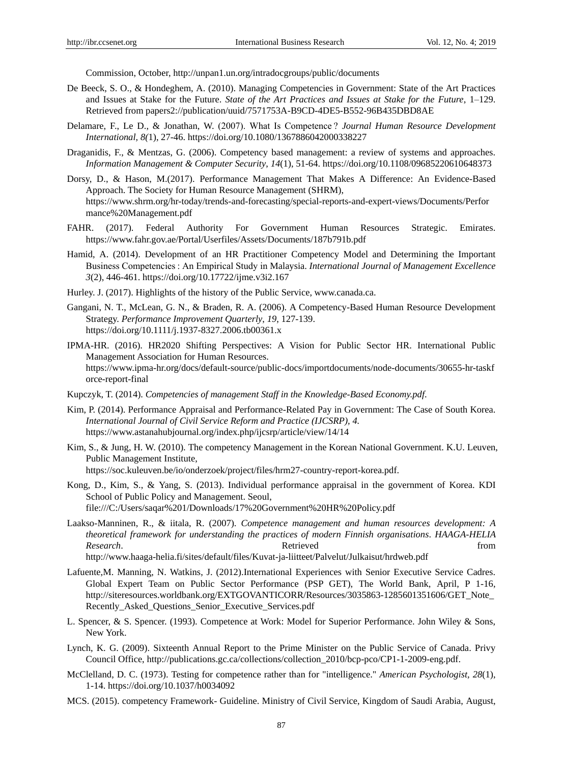Commission, October, http://unpan1.un.org/intradocgroups/public/documents

De Beeck, S. O., & Hondeghem, A. (2010). Managing Competencies in Government: State of the Art Practices and Issues at Stake for the Future. *State of the Art Practices and Issues at Stake for the Future*, 1–129. Retrieved from papers2://publication/uuid/7571753A-B9CD-4DE5-B552-96B435DBD8AE

Delamare, F., Le D., & Jonathan, W. (2007). What Is Competence ? *Journal Human Resource Development International, 8(*1), 27-46. https://doi.org/10.1080/1367886042000338227

Draganidis, F., & Mentzas, G. (2006). Competency based management: a review of systems and approaches. *Information Management & Computer Security*, *14*(1), 51-64. https://doi.org/10.1108/09685220610648373

Dorsy, D., & Hason, M.(2017). Performance Management That Makes A Difference: An Evidence-Based Approach. The Society for Human Resource Management (SHRM), https://www.shrm.org/hr-today/trends-and-forecasting/special-reports-and-expert-views/Documents/Performance%20Management.pdf

FAHR. (2017). Federal Authority For Government Human Resources Strategic. Emirates. https://www.fahr.gov.ae/Portal/Userfiles/Assets/Documents/187b791b.pdf

Hamid, A. (2014). Development of an HR Practitioner Competency Model and Determining the Important Business Competencies : An Empirical Study in Malaysia. *International Journal of Management Excellence 3*(2), 446-461. https://doi.org/10.17722/ijme.v3i2.167

Hurley. J. (2017). Highlights of the history of the Public Service, www.canada.ca.

Gangani, N. T., McLean, G. N., & Braden, R. A. (2006). A Competency-Based Human Resource Development Strategy. *Performance Improvement Quarterly*, *19*, 127-139. https://doi.org/10.1111/j.1937-8327.2006.tb00361.x

IPMA-HR. (2016). HR2020 Shifting Perspectives: A Vision for Public Sector HR. International Public Management Association for Human Resources. https://www.ipma-hr.org/docs/default-source/public-docs/importdocuments/node-documents/30655-hr-taskforce-report-final

Kupczyk, T. (2014). *Competencies of management Staff in the Knowledge-Based Economy.pdf*.

Kim, P. (2014). Performance Appraisal and Performance-Related Pay in Government: The Case of South Korea. *International Journal of Civil Service Reform and Practice (IJCSRP), 4.* https://www.astanahubjournal.org/index.php/ijcsrp/article/view/14/14

Kim, S., & Jung, H. W. (2010). The competency Management in the Korean National Government. K.U. Leuven, Public Management Institute, https://soc.kuleuven.be/io/onderzoek/project/files/hrm27-country-report-korea.pdf.

Kong, D., Kim, S., & Yang, S. (2013). Individual performance appraisal in the government of Korea. KDI School of Public Policy and Management. Seoul, file:///C:/Users/saqar%201/Downloads/17%20Government%20HR%20Policy.pdf

Laakso-Manninen, R., & iitala, R. (2007). *Competence management and human resources development: A theoretical framework for understanding the practices of modern Finnish organisations*. *HAAGA-HELIA Research*. Retrieved from http://www.haaga-helia.fi/sites/default/files/Kuvat-ja-liitteet/Palvelut/Julkaisut/hrdweb.pdf

Lafuente,M. Manning, N. Watkins, J. (2012).International Experiences with Senior Executive Service Cadres. Global Expert Team on Public Sector Performance (PSP GET), The World Bank, April, P 1-16, http://siteresources.worldbank.org/EXTGOVANTICORR/Resources/3035863-1285601351606/GET_Note_Recently_Asked_Questions_Senior_Executive_Services.pdf

L. Spencer, & S. Spencer. (1993). Competence at Work: Model for Superior Performance. John Wiley & Sons, New York.

Lynch, K. G. (2009). Sixteenth Annual Report to the Prime Minister on the Public Service of Canada. Privy Council Office, http://publications.gc.ca/collections/collection_2010/bcp-pco/CP1-1-2009-eng.pdf.

McClelland, D. C. (1973). Testing for competence rather than for "intelligence." *American Psychologist*, *28*(1), 1-14. https://doi.org/10.1037/h0034092

MCS. (2015). competency Framework- Guideline. Ministry of Civil Service, Kingdom of Saudi Arabia, August,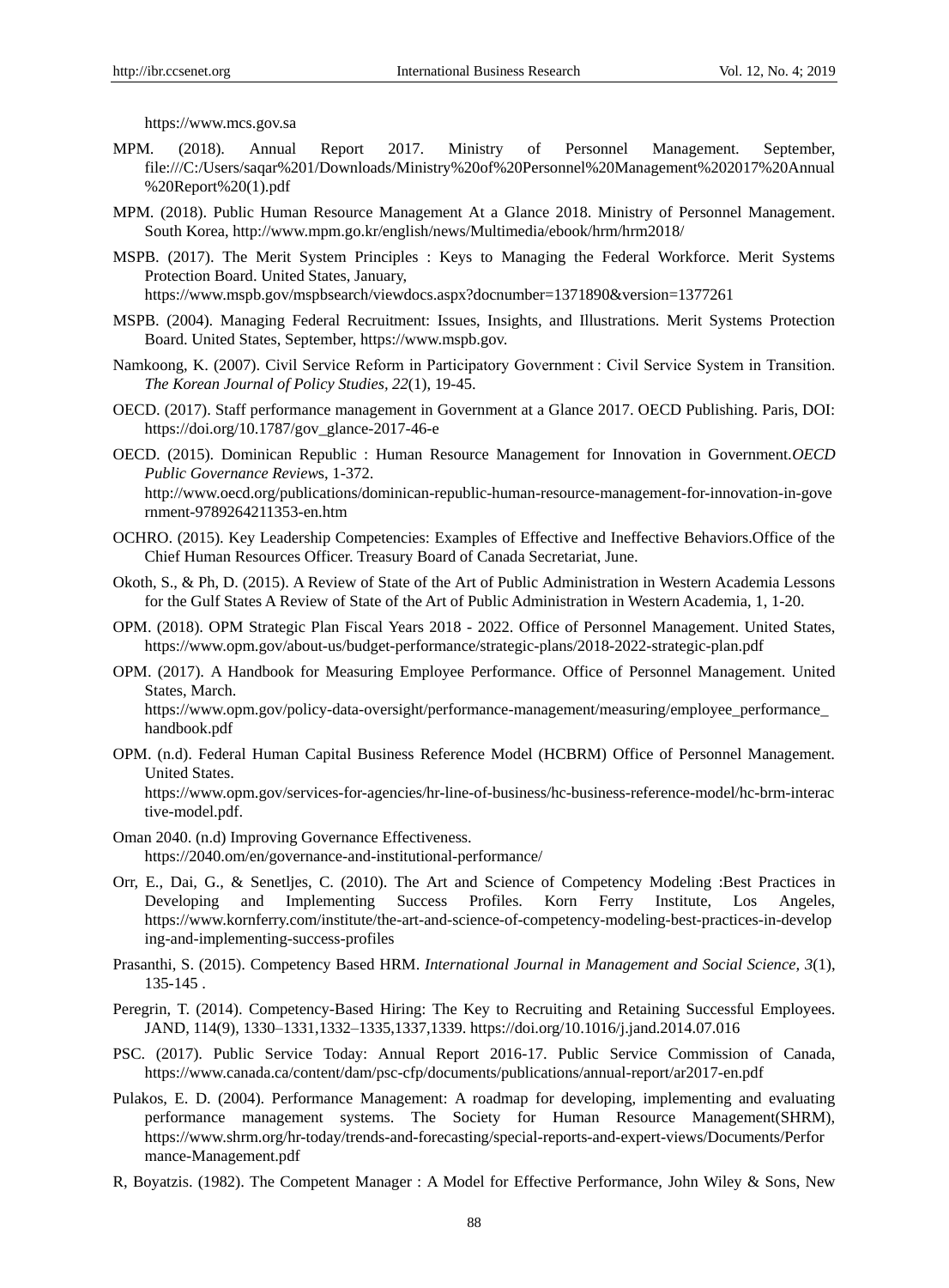https://www.mcs.gov.sa

MPM. (2018). Annual Report 2017. Ministry of Personnel Management. September, file:///C:/Users/saqar%201/Downloads/Ministry%20of%20Personnel%20Management%202017%20Annual%20Report%20(1).pdf

MPM. (2018). Public Human Resource Management At a Glance 2018. Ministry of Personnel Management. South Korea, http://www.mpm.go.kr/english/news/Multimedia/ebook/hrm/hrm2018/

MSPB. (2017). The Merit System Principles : Keys to Managing the Federal Workforce. Merit Systems Protection Board. United States, January, https://www.mspb.gov/mspbsearch/viewdocs.aspx?docnumber=1371890&version=1377261

MSPB. (2004). Managing Federal Recruitment: Issues, Insights, and Illustrations. Merit Systems Protection Board. United States, September, https://www.mspb.gov.

Namkoong, K. (2007). Civil Service Reform in Participatory Government : Civil Service System in Transition. *The Korean Journal of Policy Studies, 22*(1), 19-45.

OECD. (2017). Staff performance management in Government at a Glance 2017. OECD Publishing. Paris, DOI: https://doi.org/10.1787/gov_glance-2017-46-e

OECD. (2015). Dominican Republic : Human Resource Management for Innovation in Government.*OECD Public Governance Review*s, 1-372. http://www.oecd.org/publications/dominican-republic-human-resource-management-for-innovation-in-government-9789264211353-en.htm

OCHRO. (2015). Key Leadership Competencies: Examples of Effective and Ineffective Behaviors.Office of the Chief Human Resources Officer. Treasury Board of Canada Secretariat, June.

Okoth, S., & Ph, D. (2015). A Review of State of the Art of Public Administration in Western Academia Lessons for the Gulf States A Review of State of the Art of Public Administration in Western Academia, 1, 1-20.

OPM. (2018). OPM Strategic Plan Fiscal Years 2018 - 2022. Office of Personnel Management. United States, https://www.opm.gov/about-us/budget-performance/strategic-plans/2018-2022-strategic-plan.pdf

OPM. (2017). A Handbook for Measuring Employee Performance. Office of Personnel Management. United States, March. https://www.opm.gov/policy-data-oversight/performance-management/measuring/employee_performance_handbook.pdf

OPM. (n.d). Federal Human Capital Business Reference Model (HCBRM) Office of Personnel Management. United States. https://www.opm.gov/services-for-agencies/hr-line-of-business/hc-business-reference-model/hc-brm-interactive-model.pdf.

Oman 2040. (n.d) Improving Governance Effectiveness. https://2040.om/en/governance-and-institutional-performance/

Orr, E., Dai, G., & Senetljes, C. (2010). The Art and Science of Competency Modeling :Best Practices in Developing and Implementing Success Profiles. Korn Ferry Institute, Los Angeles, https://www.kornferry.com/institute/the-art-and-science-of-competency-modeling-best-practices-in-developing-and-implementing-success-profiles

Prasanthi, S. (2015). Competency Based HRM. *International Journal in Management and Social Science, 3*(1), 135-145 .

Peregrin, T. (2014). Competency-Based Hiring: The Key to Recruiting and Retaining Successful Employees. JAND, 114(9), 1330–1331,1332–1335,1337,1339. https://doi.org/10.1016/j.jand.2014.07.016

PSC. (2017). Public Service Today: Annual Report 2016-17. Public Service Commission of Canada, https://www.canada.ca/content/dam/psc-cfp/documents/publications/annual-report/ar2017-en.pdf

Pulakos, E. D. (2004). Performance Management: A roadmap for developing, implementing and evaluating performance management systems. The Society for Human Resource Management(SHRM), https://www.shrm.org/hr-today/trends-and-forecasting/special-reports-and-expert-views/Documents/Performance-Management.pdf

R, Boyatzis. (1982). The Competent Manager : A Model for Effective Performance, John Wiley & Sons, New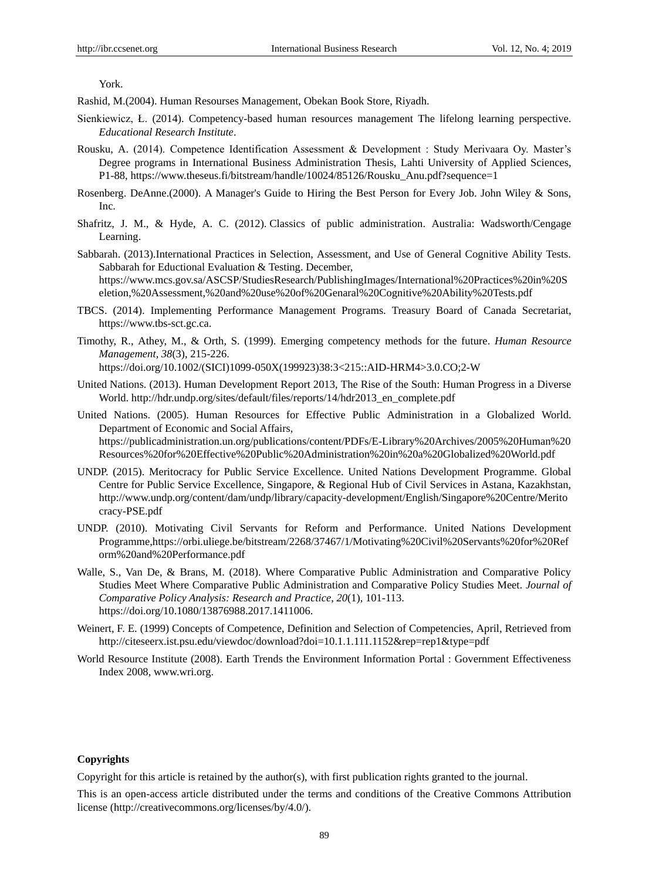York.

Rashid, M.(2004). Human Resourses Management, Obekan Book Store, Riyadh.

Sienkiewicz, Ł. (2014). Competency-based human resources management The lifelong learning perspective. *Educational Research Institute*.

Rousku, A. (2014). Competence Identification Assessment & Development : Study Merivaara Oy. Master's Degree programs in International Business Administration Thesis, Lahti University of Applied Sciences, P1-88, https://www.theseus.fi/bitstream/handle/10024/85126/Rousku_Anu.pdf?sequence=1

Rosenberg. DeAnne.(2000). A Manager's Guide to Hiring the Best Person for Every Job. John Wiley & Sons, Inc.

Shafritz, J. M., & Hyde, A. C. (2012). Classics of public administration. Australia: Wadsworth/Cengage Learning.

Sabbarah. (2013).International Practices in Selection, Assessment, and Use of General Cognitive Ability Tests. Sabbarah for Eductional Evaluation & Testing. December, https://www.mcs.gov.sa/ASCSP/StudiesResearch/PublishingImages/International%20Practices%20in%20Seletion,%20Assessment,%20and%20use%20of%20Genaral%20Cognitive%20Ability%20Tests.pdf

TBCS. (2014). Implementing Performance Management Programs. Treasury Board of Canada Secretariat, https://www.tbs-sct.gc.ca.

Timothy, R., Athey, M., & Orth, S. (1999). Emerging competency methods for the future. *Human Resource Management, 38*(3), 215-226. https://doi.org/10.1002/(SICI)1099-050X(199923)38:3<215::AID-HRM4>3.0.CO;2-W

United Nations. (2013). Human Development Report 2013, The Rise of the South: Human Progress in a Diverse World. http://hdr.undp.org/sites/default/files/reports/14/hdr2013_en_complete.pdf

United Nations. (2005). Human Resources for Effective Public Administration in a Globalized World. Department of Economic and Social Affairs, https://publicadministration.un.org/publications/content/PDFs/E-Library%20Archives/2005%20Human%20Resources%20for%20Effective%20Public%20Administration%20in%20a%20Globalized%20World.pdf

UNDP. (2015). Meritocracy for Public Service Excellence. United Nations Development Programme. Global Centre for Public Service Excellence, Singapore, & Regional Hub of Civil Services in Astana, Kazakhstan, http://www.undp.org/content/dam/undp/library/capacity-development/English/Singapore%20Centre/Meritocracy-PSE.pdf

UNDP. (2010). Motivating Civil Servants for Reform and Performance. United Nations Development Programme,https://orbi.uliege.be/bitstream/2268/37467/1/Motivating%20Civil%20Servants%20for%20Reform%20and%20Performance.pdf

Walle, S., Van De, & Brans, M. (2018). Where Comparative Public Administration and Comparative Policy Studies Meet Where Comparative Public Administration and Comparative Policy Studies Meet. *Journal of Comparative Policy Analysis: Research and Practice*, *20*(1), 101-113. https://doi.org/10.1080/13876988.2017.1411006.

Weinert, F. E. (1999) Concepts of Competence, Definition and Selection of Competencies, April, Retrieved from http://citeseerx.ist.psu.edu/viewdoc/download?doi=10.1.1.111.1152&rep=rep1&type=pdf

World Resource Institute (2008). Earth Trends the Environment Information Portal : Government Effectiveness Index 2008, www.wri.org.

**Copyrights**

Copyright for this article is retained by the author(s), with first publication rights granted to the journal.

This is an open-access article distributed under the terms and conditions of the Creative Commons Attribution license (http://creativecommons.org/licenses/by/4.0/).